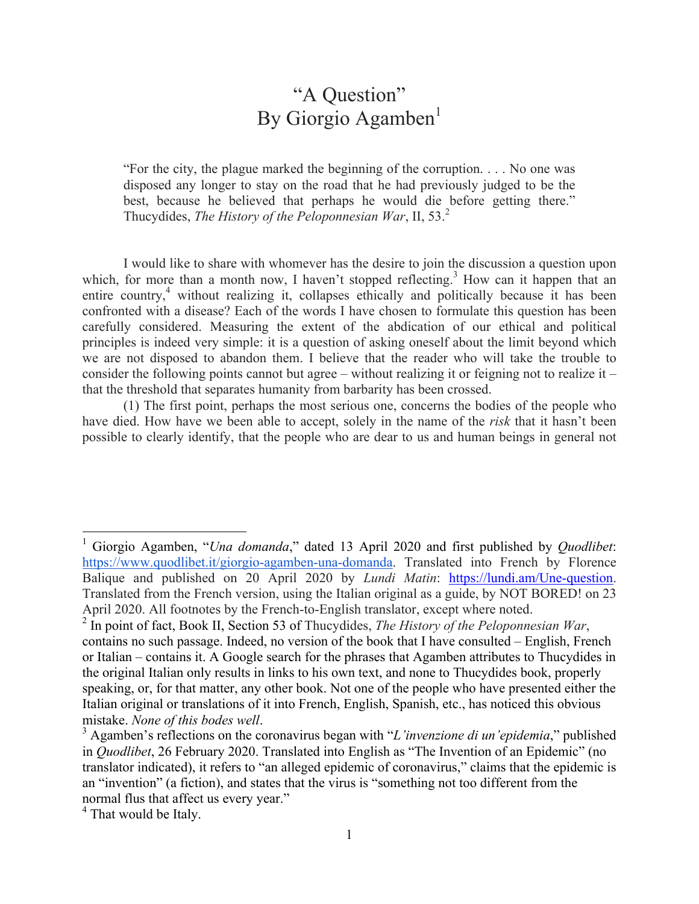# "A Question"
## By Giorgio Agamben[1]

> "For the city, the plague marked the beginning of the corruption. . . . No one was disposed any longer to stay on the road that he had previously judged to be the best, because he believed that perhaps he would die before getting there." Thucydides, *The History of the Peloponnesian War*, II, 53.[2]

I would like to share with whomever has the desire to join the discussion a question upon which, for more than a month now, I haven't stopped reflecting.[3] How can it happen that an entire country,[4] without realizing it, collapses ethically and politically because it has been confronted with a disease? Each of the words I have chosen to formulate this question has been carefully considered. Measuring the extent of the abdication of our ethical and political principles is indeed very simple: it is a question of asking oneself about the limit beyond which we are not disposed to abandon them. I believe that the reader who will take the trouble to consider the following points cannot but agree – without realizing it or feigning not to realize it – that the threshold that separates humanity from barbarity has been crossed.

(1) The first point, perhaps the most serious one, concerns the bodies of the people who have died. How have we been able to accept, solely in the name of the *risk* that it hasn't been possible to clearly identify, that the people who are dear to us and human beings in general not

---

[1] Giorgio Agamben, "*Una domanda*," dated 13 April 2020 and first published by *Quodlibet*: https://www.quodlibet.it/giorgio-agamben-una-domanda. Translated into French by Florence Balique and published on 20 April 2020 by *Lundi Matin*: https://lundi.am/Une-question. Translated from the French version, using the Italian original as a guide, by NOT BORED! on 23 April 2020. All footnotes by the French-to-English translator, except where noted.

[2] In point of fact, Book II, Section 53 of Thucydides, *The History of the Peloponnesian War*, contains no such passage. Indeed, no version of the book that I have consulted – English, French or Italian – contains it. A Google search for the phrases that Agamben attributes to Thucydides in the original Italian only results in links to his own text, and none to Thucydides book, properly speaking, or, for that matter, any other book. Not one of the people who have presented either the Italian original or translations of it into French, English, Spanish, etc., has noticed this obvious mistake. *None of this bodes well*.

[3] Agamben's reflections on the coronavirus began with "*L'invenzione di un'epidemia*," published in *Quodlibet*, 26 February 2020. Translated into English as "The Invention of an Epidemic" (no translator indicated), it refers to "an alleged epidemic of coronavirus," claims that the epidemic is an "invention" (a fiction), and states that the virus is "something not too different from the normal flus that affect us every year."

[4] That would be Italy.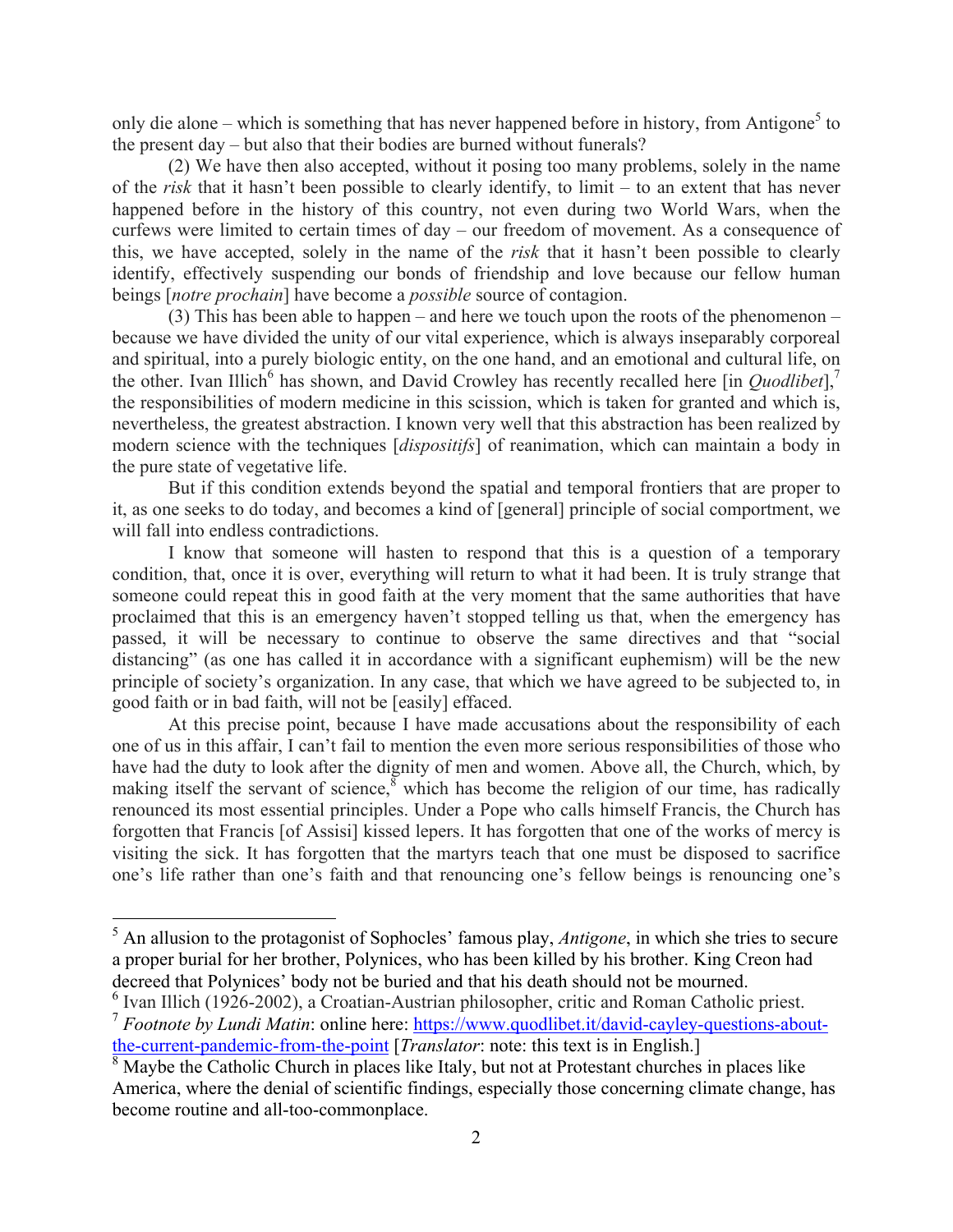only die alone – which is something that has never happened before in history, from Antigone[5] to the present day – but also that their bodies are burned without funerals?

(2) We have then also accepted, without it posing too many problems, solely in the name of the *risk* that it hasn't been possible to clearly identify, to limit – to an extent that has never happened before in the history of this country, not even during two World Wars, when the curfews were limited to certain times of day – our freedom of movement. As a consequence of this, we have accepted, solely in the name of the *risk* that it hasn't been possible to clearly identify, effectively suspending our bonds of friendship and love because our fellow human beings [*notre prochain*] have become a *possible* source of contagion.

(3) This has been able to happen – and here we touch upon the roots of the phenomenon – because we have divided the unity of our vital experience, which is always inseparably corporeal and spiritual, into a purely biologic entity, on the one hand, and an emotional and cultural life, on the other. Ivan Illich[6] has shown, and David Crowley has recently recalled here [in *Quodlibet*],[7] the responsibilities of modern medicine in this scission, which is taken for granted and which is, nevertheless, the greatest abstraction. I known very well that this abstraction has been realized by modern science with the techniques [*dispositifs*] of reanimation, which can maintain a body in the pure state of vegetative life.

But if this condition extends beyond the spatial and temporal frontiers that are proper to it, as one seeks to do today, and becomes a kind of [general] principle of social comportment, we will fall into endless contradictions.

I know that someone will hasten to respond that this is a question of a temporary condition, that, once it is over, everything will return to what it had been. It is truly strange that someone could repeat this in good faith at the very moment that the same authorities that have proclaimed that this is an emergency haven't stopped telling us that, when the emergency has passed, it will be necessary to continue to observe the same directives and that "social distancing" (as one has called it in accordance with a significant euphemism) will be the new principle of society's organization. In any case, that which we have agreed to be subjected to, in good faith or in bad faith, will not be [easily] effaced.

At this precise point, because I have made accusations about the responsibility of each one of us in this affair, I can't fail to mention the even more serious responsibilities of those who have had the duty to look after the dignity of men and women. Above all, the Church, which, by making itself the servant of science,[8] which has become the religion of our time, has radically renounced its most essential principles. Under a Pope who calls himself Francis, the Church has forgotten that Francis [of Assisi] kissed lepers. It has forgotten that one of the works of mercy is visiting the sick. It has forgotten that the martyrs teach that one must be disposed to sacrifice one's life rather than one's faith and that renouncing one's fellow beings is renouncing one's

---

[5] An allusion to the protagonist of Sophocles' famous play, *Antigone*, in which she tries to secure a proper burial for her brother, Polynices, who has been killed by his brother. King Creon had decreed that Polynices' body not be buried and that his death should not be mourned.

[6] Ivan Illich (1926-2002), a Croatian-Austrian philosopher, critic and Roman Catholic priest.

[7] *Footnote by Lundi Matin*: online here: https://www.quodlibet.it/david-cayley-questions-about-the-current-pandemic-from-the-point [*Translator*: note: this text is in English.]

[8] Maybe the Catholic Church in places like Italy, but not at Protestant churches in places like America, where the denial of scientific findings, especially those concerning climate change, has become routine and all-too-commonplace.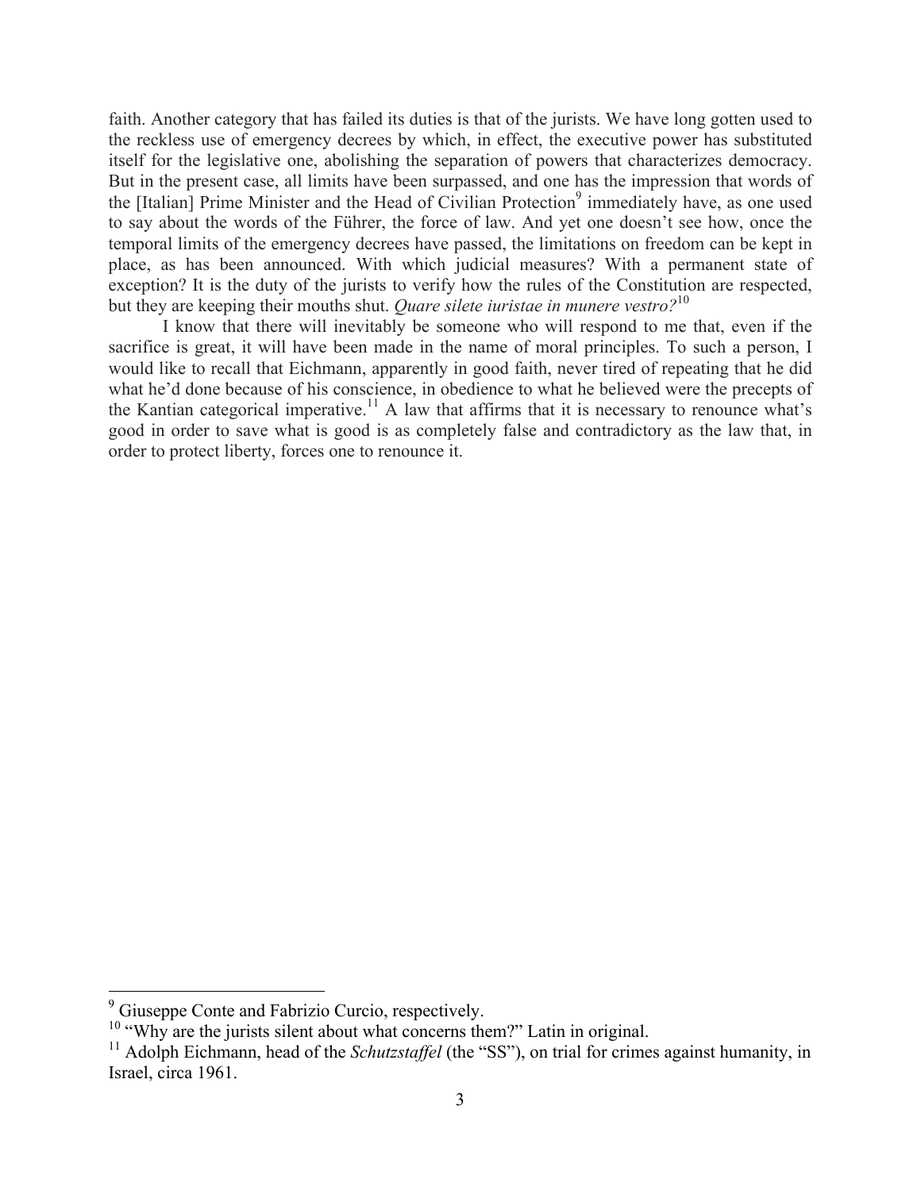faith. Another category that has failed its duties is that of the jurists. We have long gotten used to the reckless use of emergency decrees by which, in effect, the executive power has substituted itself for the legislative one, abolishing the separation of powers that characterizes democracy. But in the present case, all limits have been surpassed, and one has the impression that words of the [Italian] Prime Minister and the Head of Civilian Protection[9] immediately have, as one used to say about the words of the Führer, the force of law. And yet one doesn't see how, once the temporal limits of the emergency decrees have passed, the limitations on freedom can be kept in place, as has been announced. With which judicial measures? With a permanent state of exception? It is the duty of the jurists to verify how the rules of the Constitution are respected, but they are keeping their mouths shut. *Quare silete iuristae in munere vestro?*[10]

I know that there will inevitably be someone who will respond to me that, even if the sacrifice is great, it will have been made in the name of moral principles. To such a person, I would like to recall that Eichmann, apparently in good faith, never tired of repeating that he did what he'd done because of his conscience, in obedience to what he believed were the precepts of the Kantian categorical imperative.[11] A law that affirms that it is necessary to renounce what's good in order to save what is good is as completely false and contradictory as the law that, in order to protect liberty, forces one to renounce it.

---

[9] Giuseppe Conte and Fabrizio Curcio, respectively.

[10] "Why are the jurists silent about what concerns them?" Latin in original.

[11] Adolph Eichmann, head of the *Schutzstaffel* (the "SS"), on trial for crimes against humanity, in Israel, circa 1961.